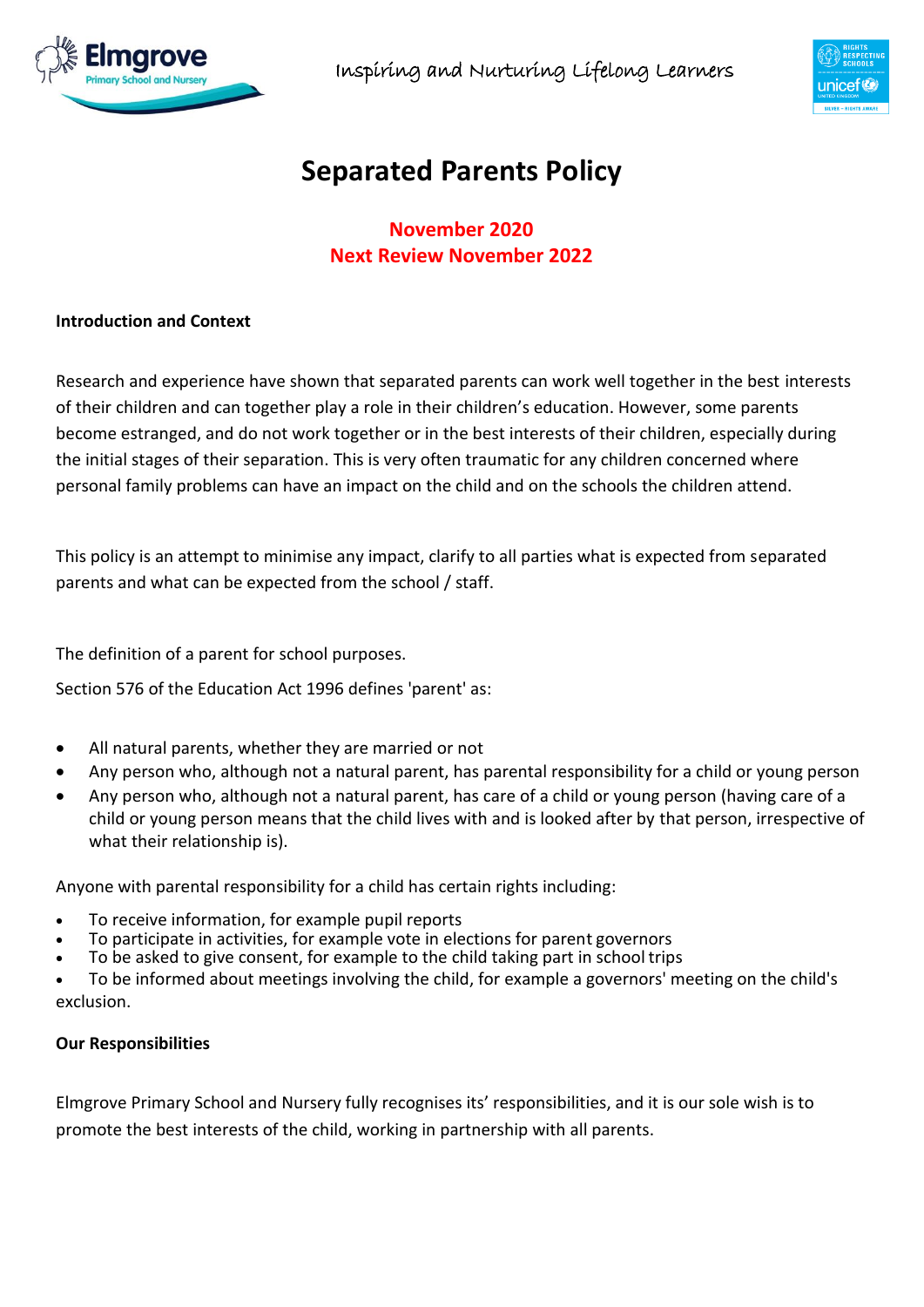Inspiring and Nurturing Lifelong Learners

# Separated Parents Policy

**November 2020**
**Next Review November 2022**

**Introduction and Context**

Research and experience have shown that separated parents can work well together in the best interests of their children and can together play a role in their children's education. However, some parents become estranged, and do not work together or in the best interests of their children, especially during the initial stages of their separation. This is very often traumatic for any children concerned where personal family problems can have an impact on the child and on the schools the children attend.

This policy is an attempt to minimise any impact, clarify to all parties what is expected from separated parents and what can be expected from the school / staff.

The definition of a parent for school purposes.

Section 576 of the Education Act 1996 defines 'parent' as:

- All natural parents, whether they are married or not
- Any person who, although not a natural parent, has parental responsibility for a child or young person
- Any person who, although not a natural parent, has care of a child or young person (having care of a child or young person means that the child lives with and is looked after by that person, irrespective of what their relationship is).

Anyone with parental responsibility for a child has certain rights including:

- To receive information, for example pupil reports
- To participate in activities, for example vote in elections for parent governors
- To be asked to give consent, for example to the child taking part in school trips
- To be informed about meetings involving the child, for example a governors' meeting on the child's exclusion.

**Our Responsibilities**

Elmgrove Primary School and Nursery fully recognises its' responsibilities, and it is our sole wish is to promote the best interests of the child, working in partnership with all parents.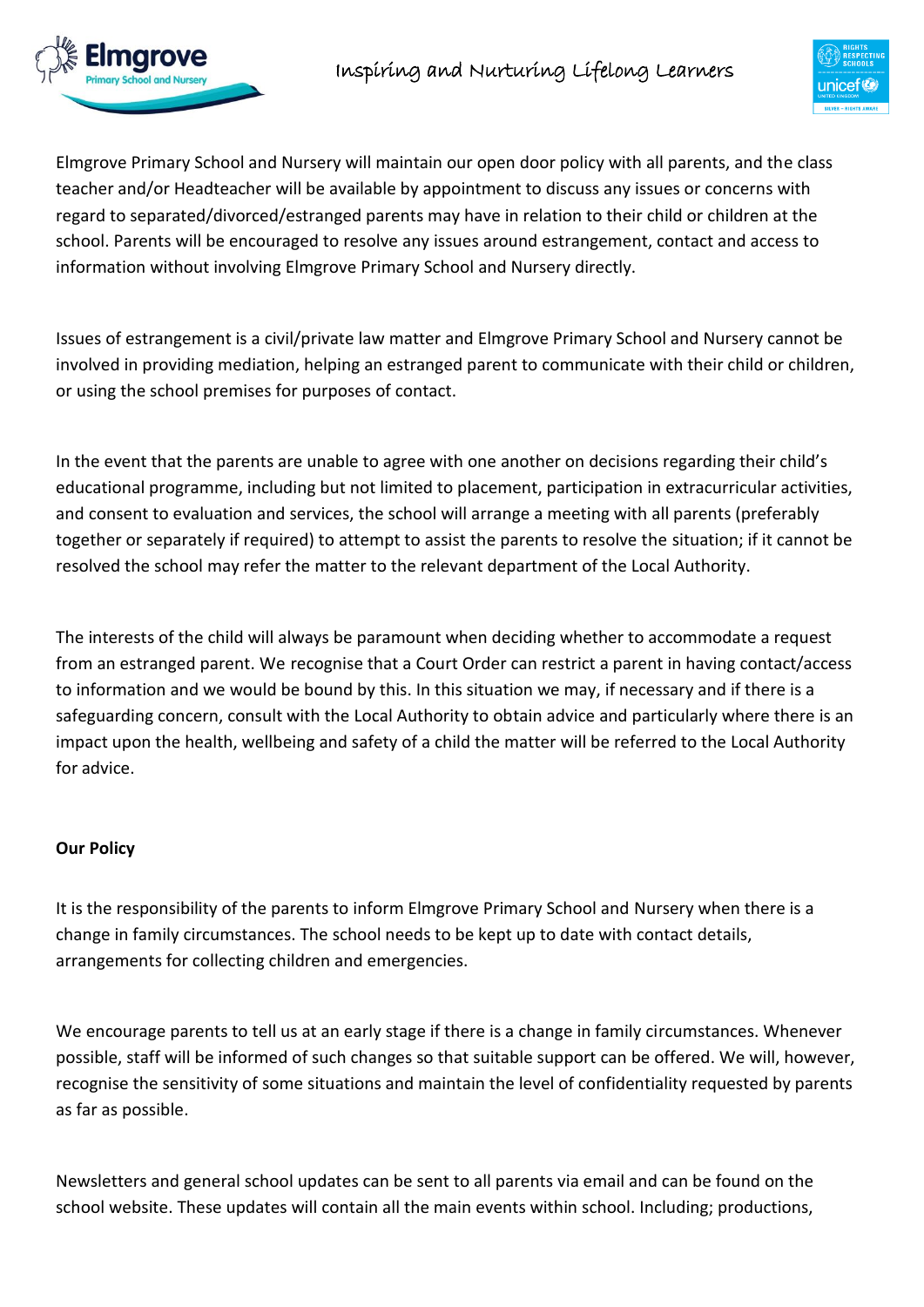Elmgrove Primary School and Nursery will maintain our open door policy with all parents, and the class teacher and/or Headteacher will be available by appointment to discuss any issues or concerns with regard to separated/divorced/estranged parents may have in relation to their child or children at the school. Parents will be encouraged to resolve any issues around estrangement, contact and access to information without involving Elmgrove Primary School and Nursery directly.

Issues of estrangement is a civil/private law matter and Elmgrove Primary School and Nursery cannot be involved in providing mediation, helping an estranged parent to communicate with their child or children, or using the school premises for purposes of contact.

In the event that the parents are unable to agree with one another on decisions regarding their child's educational programme, including but not limited to placement, participation in extracurricular activities, and consent to evaluation and services, the school will arrange a meeting with all parents (preferably together or separately if required) to attempt to assist the parents to resolve the situation; if it cannot be resolved the school may refer the matter to the relevant department of the Local Authority.

The interests of the child will always be paramount when deciding whether to accommodate a request from an estranged parent. We recognise that a Court Order can restrict a parent in having contact/access to information and we would be bound by this. In this situation we may, if necessary and if there is a safeguarding concern, consult with the Local Authority to obtain advice and particularly where there is an impact upon the health, wellbeing and safety of a child the matter will be referred to the Local Authority for advice.

**Our Policy**

It is the responsibility of the parents to inform Elmgrove Primary School and Nursery when there is a change in family circumstances. The school needs to be kept up to date with contact details, arrangements for collecting children and emergencies.

We encourage parents to tell us at an early stage if there is a change in family circumstances. Whenever possible, staff will be informed of such changes so that suitable support can be offered. We will, however, recognise the sensitivity of some situations and maintain the level of confidentiality requested by parents as far as possible.

Newsletters and general school updates can be sent to all parents via email and can be found on the school website. These updates will contain all the main events within school. Including; productions,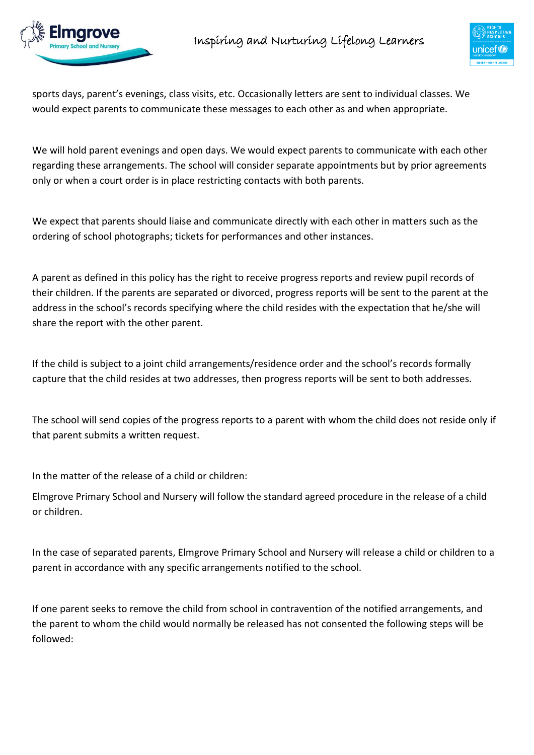sports days, parent's evenings, class visits, etc. Occasionally letters are sent to individual classes. We would expect parents to communicate these messages to each other as and when appropriate.

We will hold parent evenings and open days. We would expect parents to communicate with each other regarding these arrangements. The school will consider separate appointments but by prior agreements only or when a court order is in place restricting contacts with both parents.

We expect that parents should liaise and communicate directly with each other in matters such as the ordering of school photographs; tickets for performances and other instances.

A parent as defined in this policy has the right to receive progress reports and review pupil records of their children. If the parents are separated or divorced, progress reports will be sent to the parent at the address in the school's records specifying where the child resides with the expectation that he/she will share the report with the other parent.

If the child is subject to a joint child arrangements/residence order and the school's records formally capture that the child resides at two addresses, then progress reports will be sent to both addresses.

The school will send copies of the progress reports to a parent with whom the child does not reside only if that parent submits a written request.

In the matter of the release of a child or children:

Elmgrove Primary School and Nursery will follow the standard agreed procedure in the release of a child or children.

In the case of separated parents, Elmgrove Primary School and Nursery will release a child or children to a parent in accordance with any specific arrangements notified to the school.

If one parent seeks to remove the child from school in contravention of the notified arrangements, and the parent to whom the child would normally be released has not consented the following steps will be followed: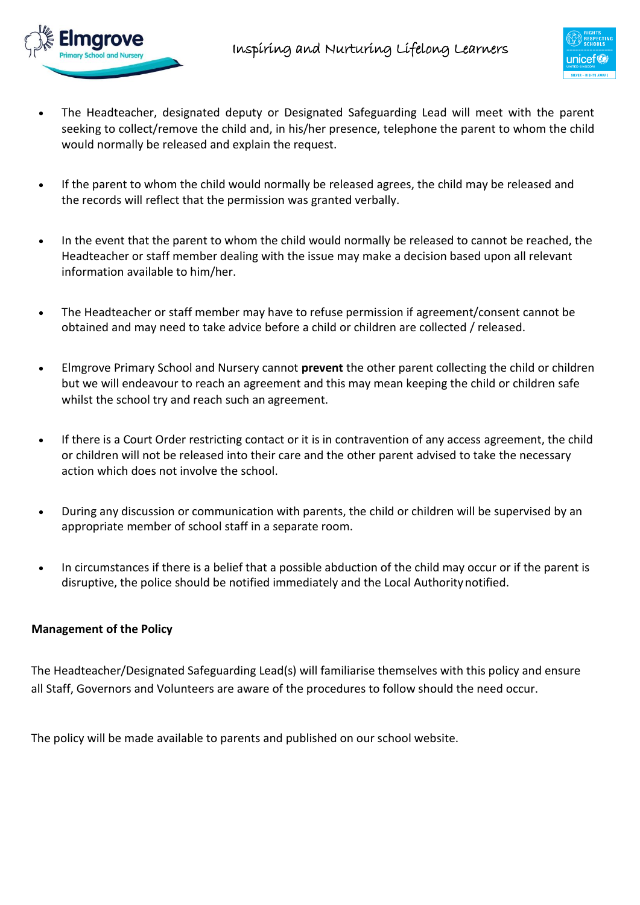- The Headteacher, designated deputy or Designated Safeguarding Lead will meet with the parent seeking to collect/remove the child and, in his/her presence, telephone the parent to whom the child would normally be released and explain the request.

- If the parent to whom the child would normally be released agrees, the child may be released and the records will reflect that the permission was granted verbally.

- In the event that the parent to whom the child would normally be released to cannot be reached, the Headteacher or staff member dealing with the issue may make a decision based upon all relevant information available to him/her.

- The Headteacher or staff member may have to refuse permission if agreement/consent cannot be obtained and may need to take advice before a child or children are collected / released.

- Elmgrove Primary School and Nursery cannot **prevent** the other parent collecting the child or children but we will endeavour to reach an agreement and this may mean keeping the child or children safe whilst the school try and reach such an agreement.

- If there is a Court Order restricting contact or it is in contravention of any access agreement, the child or children will not be released into their care and the other parent advised to take the necessary action which does not involve the school.

- During any discussion or communication with parents, the child or children will be supervised by an appropriate member of school staff in a separate room.

- In circumstances if there is a belief that a possible abduction of the child may occur or if the parent is disruptive, the police should be notified immediately and the Local Authority notified.

**Management of the Policy**

The Headteacher/Designated Safeguarding Lead(s) will familiarise themselves with this policy and ensure all Staff, Governors and Volunteers are aware of the procedures to follow should the need occur.

The policy will be made available to parents and published on our school website.